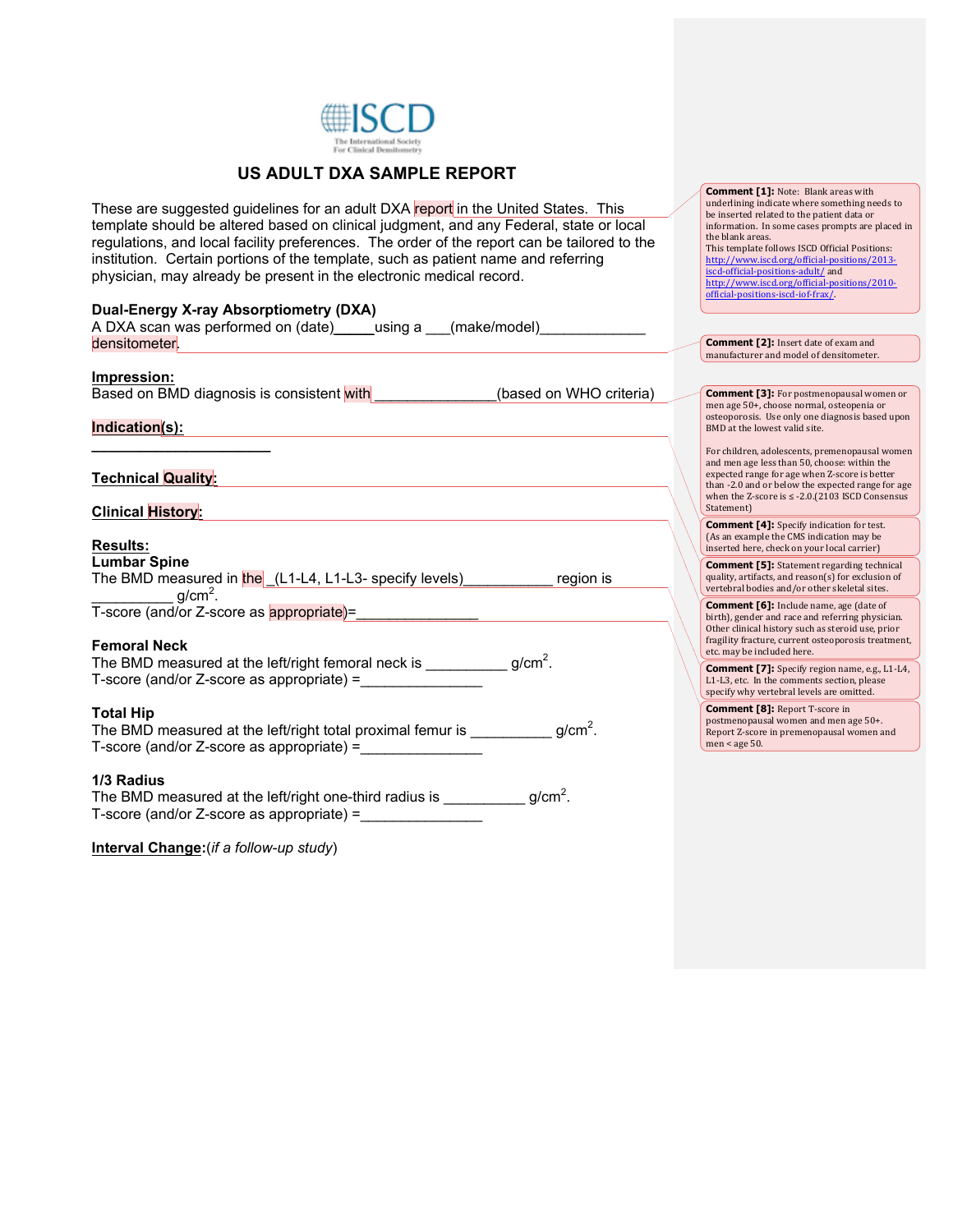# US ADULT DXA SAMPLE REPORT

These are suggested guidelines for an adult DXA report in the United States. This template should be altered based on clinical judgment, and any Federal, state or local regulations, and local facility preferences. The order of the report can be tailored to the institution. Certain portions of the template, such as patient name and referring physician, may already be present in the electronic medical record.

**Dual-Energy X-ray Absorptiometry (DXA)**
A DXA scan was performed on (date)_____using a ___(make/model)_____________ densitometer.

**Impression:**
Based on BMD diagnosis is consistent with _______________(based on WHO criteria)

**Indication(s):**
______________________

**Technical Quality:**

**Clinical History:**

**Results:**

**Lumbar Spine**
The BMD measured in the _(L1-L4, L1-L3- specify levels)___________ region is __________ g/cm$^2$.
T-score (and/or Z-score as appropriate)=_______________

**Femoral Neck**
The BMD measured at the left/right femoral neck is __________ g/cm$^2$.
T-score (and/or Z-score as appropriate) =_______________

**Total Hip**
The BMD measured at the left/right total proximal femur is __________ g/cm$^2$.
T-score (and/or Z-score as appropriate) =_______________

**1/3 Radius**
The BMD measured at the left/right one-third radius is __________ g/cm$^2$.
T-score (and/or Z-score as appropriate) =_______________

**Interval Change**:(*if a follow-up study*)

---

**Comment [1]:** Note: Blank areas with underlining indicate where something needs to be inserted related to the patient data or information. In some cases prompts are placed in the blank areas.
This template follows ISCD Official Positions: http://www.iscd.org/official-positions/2013-iscd-official-positions-adult/ and http://www.iscd.org/official-positions/2010-official-positions-iscd-iof-frax/.

**Comment [2]:** Insert date of exam and manufacturer and model of densitometer.

**Comment [3]:** For postmenopausal women or men age 50+, choose normal, osteopenia or osteoporosis. Use only one diagnosis based upon BMD at the lowest valid site.

For children, adolescents, premenopausal women and men age less than 50, choose: within the expected range for age when Z-score is better than -2.0 and or below the expected range for age when the Z-score is ≤ -2.0.(2103 ISCD Consensus Statement)

**Comment [4]:** Specify indication for test. (As an example the CMS indication may be inserted here, check on your local carrier)

**Comment [5]:** Statement regarding technical quality, artifacts, and reason(s) for exclusion of vertebral bodies and/or other skeletal sites.

**Comment [6]:** Include name, age (date of birth), gender and race and referring physician. Other clinical history such as steroid use, prior fragility fracture, current osteoporosis treatment, etc. may be included here.

**Comment [7]:** Specify region name, e.g., L1-L4, L1-L3, etc. In the comments section, please specify why vertebral levels are omitted.

**Comment [8]:** Report T-score in postmenopausal women and men age 50+. Report Z-score in premenopausal women and men < age 50.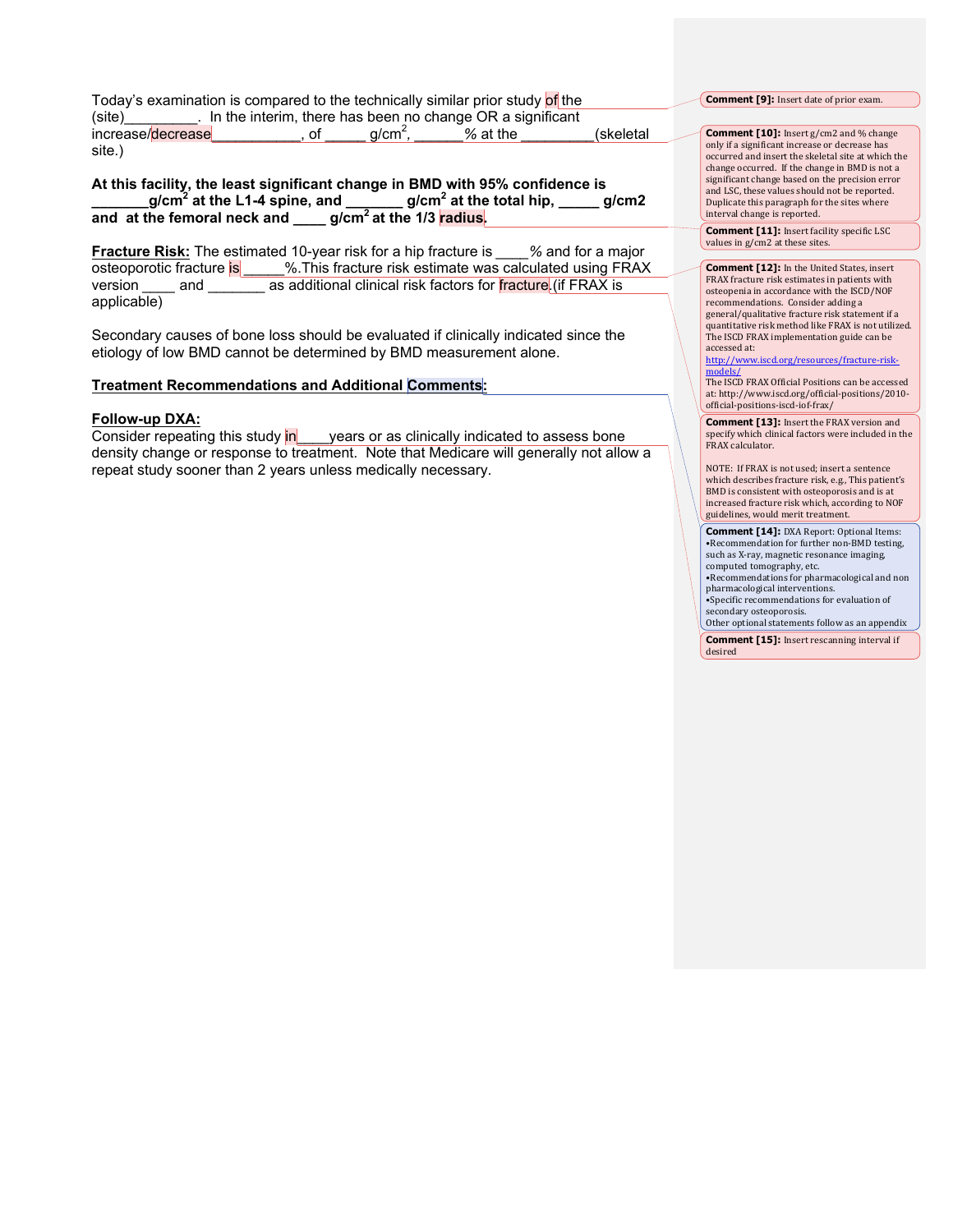Today's examination is compared to the technically similar prior study of the (site)_________. In the interim, there has been no change OR a significant increase/decrease___________, of _____ g/cm$^2$, ______% at the _________(skeletal site.)

**At this facility, the least significant change in BMD with 95% confidence is _______g/cm$^2$ at the L1-4 spine, and _______ g/cm$^2$ at the total hip, _____ g/cm2 and at the femoral neck and ____ g/cm$^2$ at the 1/3 radius.**

**Fracture Risk:** The estimated 10-year risk for a hip fracture is ____% and for a major osteoporotic fracture is _____%. This fracture risk estimate was calculated using FRAX version ____ and _______ as additional clinical risk factors for fracture.(if FRAX is applicable)

Secondary causes of bone loss should be evaluated if clinically indicated since the etiology of low BMD cannot be determined by BMD measurement alone.

**Treatment Recommendations and Additional Comments:**

**Follow-up DXA:**
Consider repeating this study in____years or as clinically indicated to assess bone density change or response to treatment. Note that Medicare will generally not allow a repeat study sooner than 2 years unless medically necessary.

**Comment [9]:** Insert date of prior exam.

**Comment [10]:** Insert g/cm2 and % change only if a significant increase or decrease has occurred and insert the skeletal site at which the change occurred. If the change in BMD is not a significant change based on the precision error and LSC, these values should not be reported. Duplicate this paragraph for the sites where interval change is reported.

**Comment [11]:** Insert facility specific LSC values in g/cm2 at these sites.

**Comment [12]:** In the United States, insert FRAX fracture risk estimates in patients with osteopenia in accordance with the ISCD/NOF recommendations. Consider adding a general/qualitative fracture risk statement if a quantitative risk method like FRAX is not utilized. The ISCD FRAX implementation guide can be accessed at: http://www.iscd.org/resources/fracture-risk-models/
The ISCD FRAX Official Positions can be accessed at: http://www.iscd.org/official-positions/2010-official-positions-iscd-iof-frax/

**Comment [13]:** Insert the FRAX version and specify which clinical factors were included in the FRAX calculator.

NOTE: If FRAX is not used; insert a sentence which describes fracture risk, e.g., This patient's BMD is consistent with osteoporosis and is at increased fracture risk which, according to NOF guidelines, would merit treatment.

**Comment [14]:** DXA Report: Optional Items:
- Recommendation for further non-BMD testing, such as X-ray, magnetic resonance imaging, computed tomography, etc.
- Recommendations for pharmacological and non pharmacological interventions.
- Specific recommendations for evaluation of secondary osteoporosis.

Other optional statements follow as an appendix

**Comment [15]:** Insert rescanning interval if desired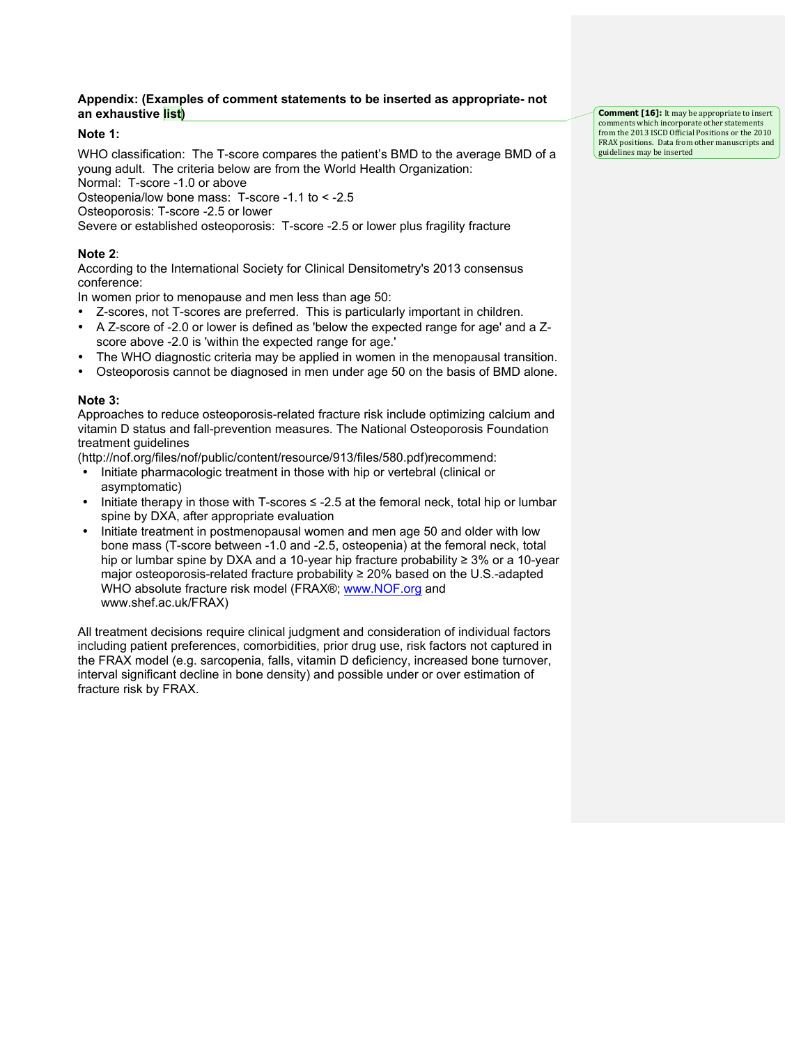**Appendix: (Examples of comment statements to be inserted as appropriate- not an exhaustive list)**

> Comment [16]: It may be appropriate to insert comments which incorporate other statements from the 2013 ISCD Official Positions or the 2010 FRAX positions. Data from other manuscripts and guidelines may be inserted

**Note 1:**

WHO classification: The T-score compares the patient's BMD to the average BMD of a young adult. The criteria below are from the World Health Organization:
Normal: T-score -1.0 or above
Osteopenia/low bone mass: T-score -1.1 to < -2.5
Osteoporosis: T-score -2.5 or lower
Severe or established osteoporosis: T-score -2.5 or lower plus fragility fracture

**Note 2**:
According to the International Society for Clinical Densitometry's 2013 consensus conference:
In women prior to menopause and men less than age 50:

- Z-scores, not T-scores are preferred. This is particularly important in children.
- A Z-score of -2.0 or lower is defined as 'below the expected range for age' and a Z-score above -2.0 is 'within the expected range for age.'
- The WHO diagnostic criteria may be applied in women in the menopausal transition.
- Osteoporosis cannot be diagnosed in men under age 50 on the basis of BMD alone.

**Note 3:**
Approaches to reduce osteoporosis-related fracture risk include optimizing calcium and vitamin D status and fall-prevention measures. The National Osteoporosis Foundation treatment guidelines
(http://nof.org/files/nof/public/content/resource/913/files/580.pdf)recommend:

- Initiate pharmacologic treatment in those with hip or vertebral (clinical or asymptomatic)
- Initiate therapy in those with T-scores ≤ -2.5 at the femoral neck, total hip or lumbar spine by DXA, after appropriate evaluation
- Initiate treatment in postmenopausal women and men age 50 and older with low bone mass (T-score between -1.0 and -2.5, osteopenia) at the femoral neck, total hip or lumbar spine by DXA and a 10-year hip fracture probability ≥ 3% or a 10-year major osteoporosis-related fracture probability ≥ 20% based on the U.S.-adapted WHO absolute fracture risk model (FRAX®; www.NOF.org and www.shef.ac.uk/FRAX)

All treatment decisions require clinical judgment and consideration of individual factors including patient preferences, comorbidities, prior drug use, risk factors not captured in the FRAX model (e.g. sarcopenia, falls, vitamin D deficiency, increased bone turnover, interval significant decline in bone density) and possible under or over estimation of fracture risk by FRAX.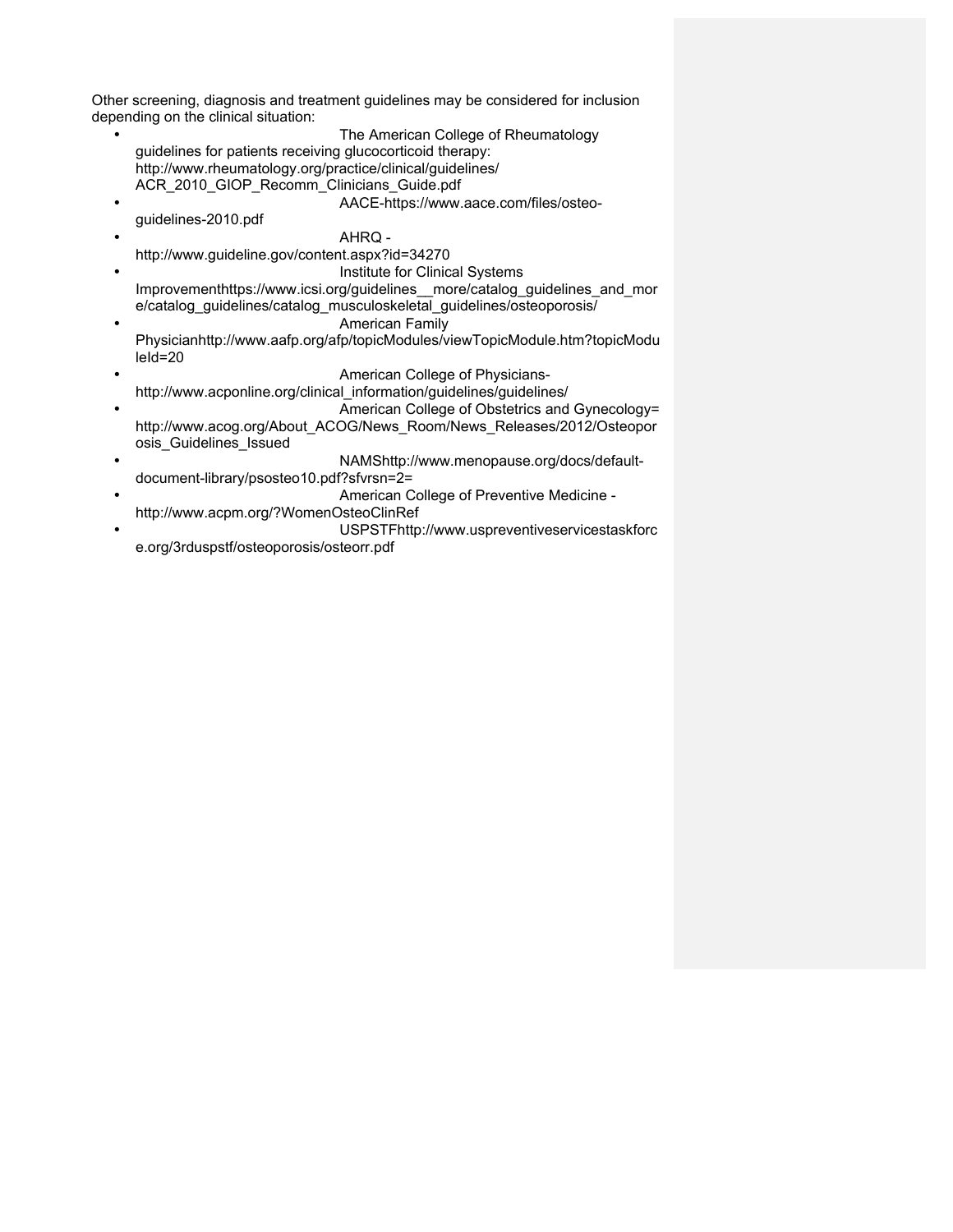Other screening, diagnosis and treatment guidelines may be considered for inclusion depending on the clinical situation:

- The American College of Rheumatology guidelines for patients receiving glucocorticoid therapy: http://www.rheumatology.org/practice/clinical/guidelines/ACR_2010_GIOP_Recomm_Clinicians_Guide.pdf
- AACE-https://www.aace.com/files/osteo-guidelines-2010.pdf
- AHRQ - http://www.guideline.gov/content.aspx?id=34270
- Institute for Clinical Systems Improvementhttps://www.icsi.org/guidelines__more/catalog_guidelines_and_more/catalog_guidelines/catalog_musculoskeletal_guidelines/osteoporosis/
- American Family Physicianhttp://www.aafp.org/afp/topicModules/viewTopicModule.htm?topicModuleId=20
- American College of Physicians- http://www.acponline.org/clinical_information/guidelines/guidelines/
- American College of Obstetrics and Gynecology= http://www.acog.org/About_ACOG/News_Room/News_Releases/2012/Osteoporosis_Guidelines_Issued
- NAMShttp://www.menopause.org/docs/default-document-library/psosteo10.pdf?sfvrsn=2=
- American College of Preventive Medicine - http://www.acpm.org/?WomenOsteoClinRef
- USPSTFhttp://www.uspreventiveservicestaskforce.org/3rduspstf/osteoporosis/osteorr.pdf